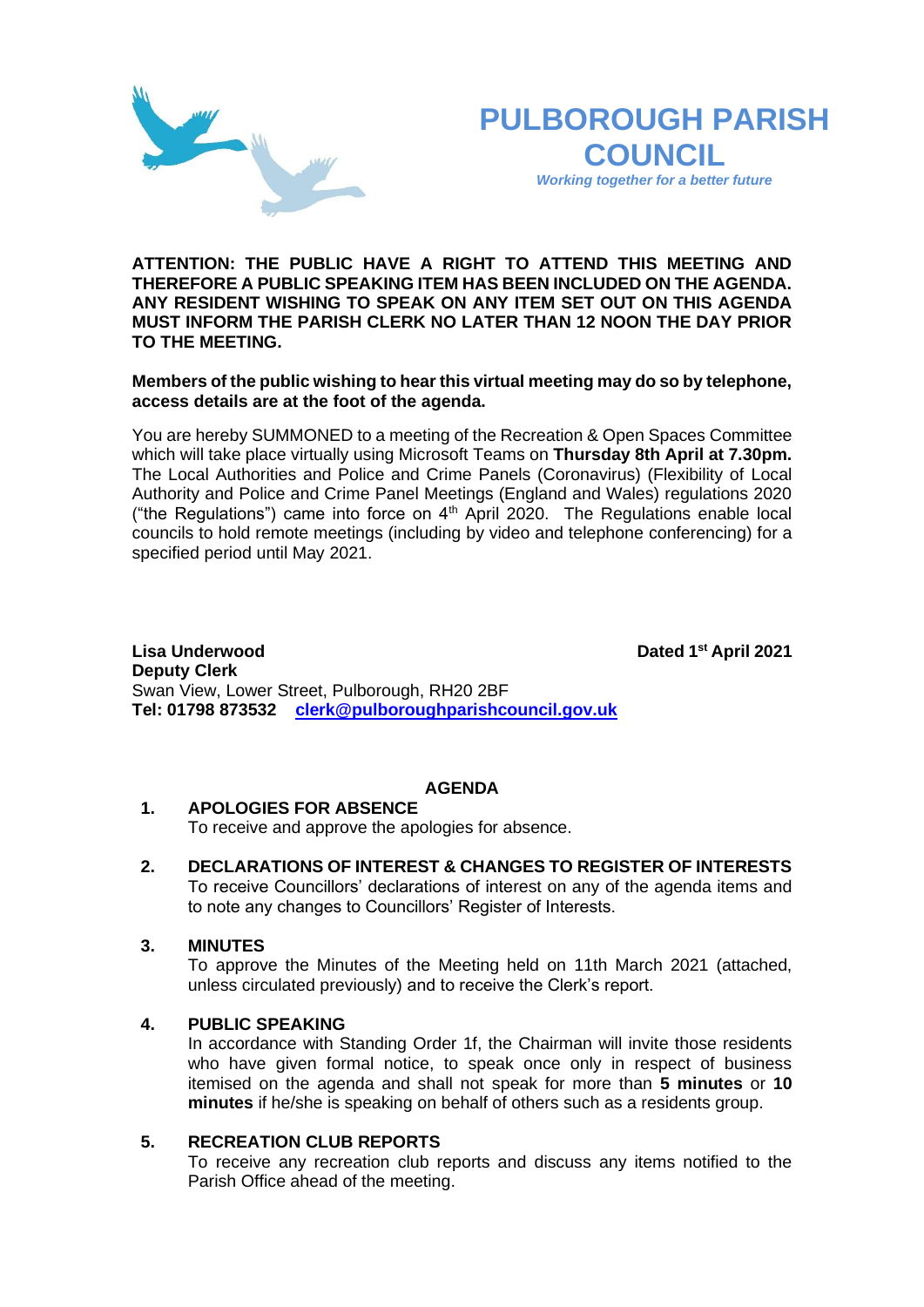# PULBOROUGH PARISH COUNCIL

*Working together for a better future*

**ATTENTION: THE PUBLIC HAVE A RIGHT TO ATTEND THIS MEETING AND THEREFORE A PUBLIC SPEAKING ITEM HAS BEEN INCLUDED ON THE AGENDA. ANY RESIDENT WISHING TO SPEAK ON ANY ITEM SET OUT ON THIS AGENDA MUST INFORM THE PARISH CLERK NO LATER THAN 12 NOON THE DAY PRIOR TO THE MEETING.**

**Members of the public wishing to hear this virtual meeting may do so by telephone, access details are at the foot of the agenda.**

You are hereby SUMMONED to a meeting of the Recreation & Open Spaces Committee which will take place virtually using Microsoft Teams on **Thursday 8th April at 7.30pm.** The Local Authorities and Police and Crime Panels (Coronavirus) (Flexibility of Local Authority and Police and Crime Panel Meetings (England and Wales) regulations 2020 ("the Regulations") came into force on 4th April 2020. The Regulations enable local councils to hold remote meetings (including by video and telephone conferencing) for a specified period until May 2021.

**Lisa Underwood** **Dated 1st April 2021**
**Deputy Clerk**
Swan View, Lower Street, Pulborough, RH20 2BF
**Tel: 01798 873532** **clerk@pulboroughparishcouncil.gov.uk**

## AGENDA

**1. APOLOGIES FOR ABSENCE**
To receive and approve the apologies for absence.

**2. DECLARATIONS OF INTEREST & CHANGES TO REGISTER OF INTERESTS**
To receive Councillors' declarations of interest on any of the agenda items and to note any changes to Councillors' Register of Interests.

**3. MINUTES**
To approve the Minutes of the Meeting held on 11th March 2021 (attached, unless circulated previously) and to receive the Clerk's report.

**4. PUBLIC SPEAKING**
In accordance with Standing Order 1f, the Chairman will invite those residents who have given formal notice, to speak once only in respect of business itemised on the agenda and shall not speak for more than **5 minutes** or **10 minutes** if he/she is speaking on behalf of others such as a residents group.

**5. RECREATION CLUB REPORTS**
To receive any recreation club reports and discuss any items notified to the Parish Office ahead of the meeting.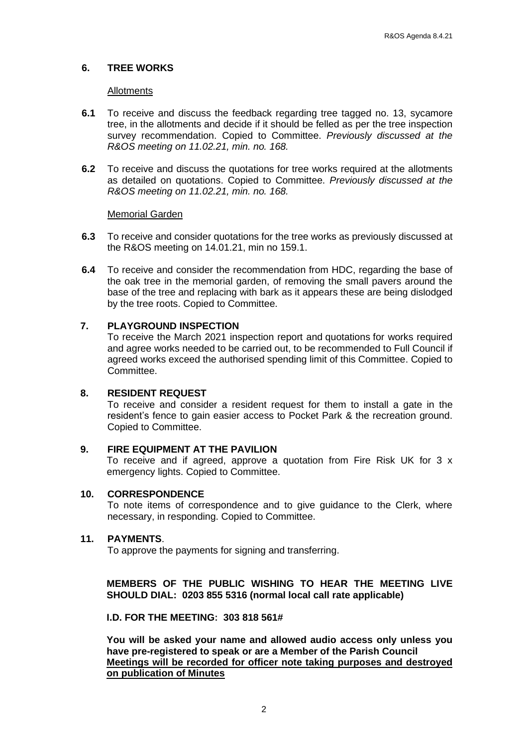## 6. TREE WORKS

Allotments

**6.1** To receive and discuss the feedback regarding tree tagged no. 13, sycamore tree, in the allotments and decide if it should be felled as per the tree inspection survey recommendation. Copied to Committee. *Previously discussed at the R&OS meeting on 11.02.21, min. no. 168.*

**6.2** To receive and discuss the quotations for tree works required at the allotments as detailed on quotations. Copied to Committee. *Previously discussed at the R&OS meeting on 11.02.21, min. no. 168.*

Memorial Garden

**6.3** To receive and consider quotations for the tree works as previously discussed at the R&OS meeting on 14.01.21, min no 159.1.

**6.4** To receive and consider the recommendation from HDC, regarding the base of the oak tree in the memorial garden, of removing the small pavers around the base of the tree and replacing with bark as it appears these are being dislodged by the tree roots. Copied to Committee.

## 7. PLAYGROUND INSPECTION

To receive the March 2021 inspection report and quotations for works required and agree works needed to be carried out, to be recommended to Full Council if agreed works exceed the authorised spending limit of this Committee. Copied to Committee.

## 8. RESIDENT REQUEST

To receive and consider a resident request for them to install a gate in the resident's fence to gain easier access to Pocket Park & the recreation ground. Copied to Committee.

## 9. FIRE EQUIPMENT AT THE PAVILION

To receive and if agreed, approve a quotation from Fire Risk UK for 3 x emergency lights. Copied to Committee.

## 10. CORRESPONDENCE

To note items of correspondence and to give guidance to the Clerk, where necessary, in responding. Copied to Committee.

## 11. PAYMENTS.

To approve the payments for signing and transferring.

**MEMBERS OF THE PUBLIC WISHING TO HEAR THE MEETING LIVE SHOULD DIAL: 0203 855 5316 (normal local call rate applicable)**

**I.D. FOR THE MEETING: 303 818 561#**

**You will be asked your name and allowed audio access only unless you have pre-registered to speak or are a Member of the Parish Council**
**Meetings will be recorded for officer note taking purposes and destroyed on publication of Minutes**